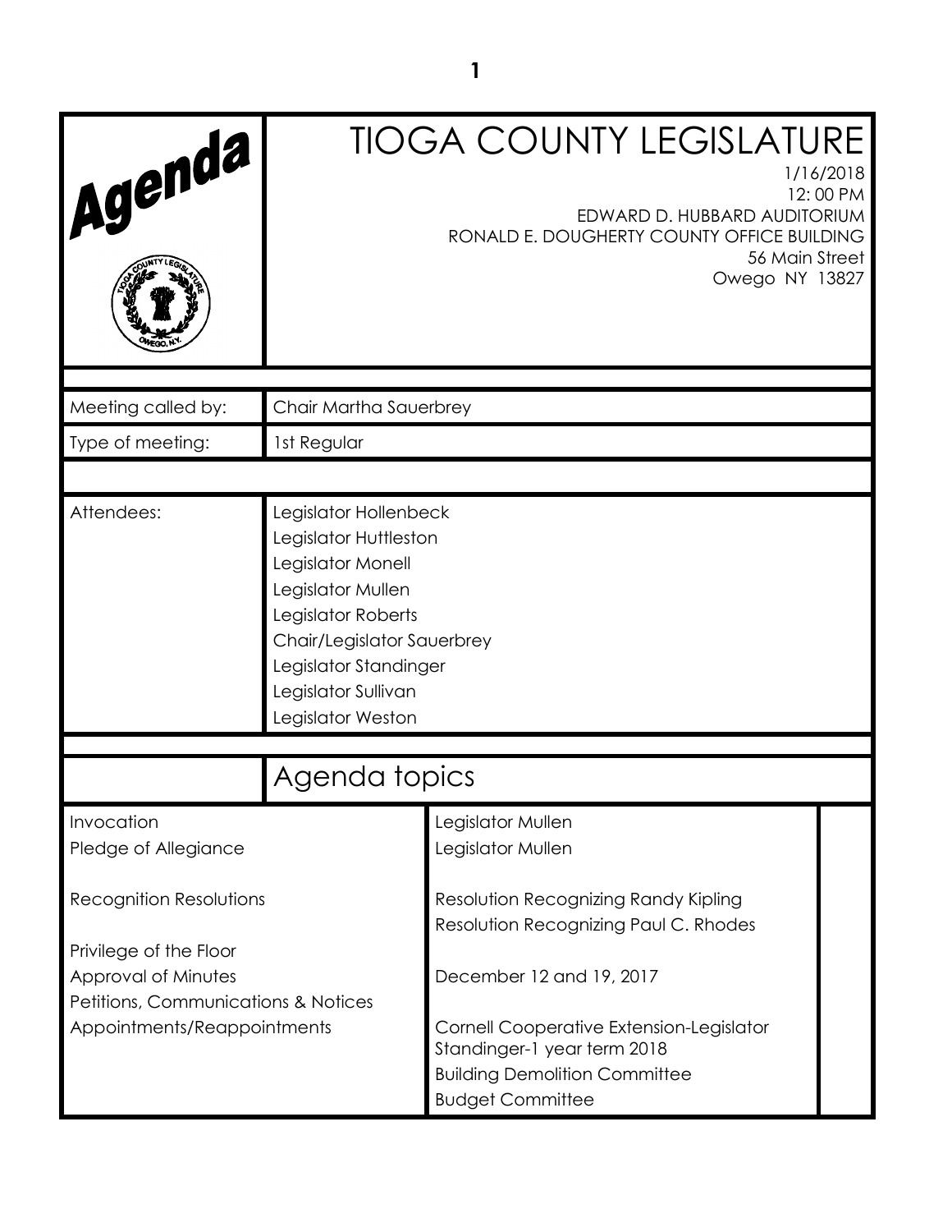# TIOGA COUNTY LEGISLATURE

1/16/2018
12: 00 PM
EDWARD D. HUBBARD AUDITORIUM
RONALD E. DOUGHERTY COUNTY OFFICE BUILDING
56 Main Street
Owego NY 13827

| | |
|---|---|
| Meeting called by: | Chair Martha Sauerbrey |
| Type of meeting: | 1st Regular |
| Attendees: | Legislator Hollenbeck<br>Legislator Huttleston<br>Legislator Monell<br>Legislator Mullen<br>Legislator Roberts<br>Chair/Legislator Sauerbrey<br>Legislator Standinger<br>Legislator Sullivan<br>Legislator Weston |

## Agenda topics

| | |
|---|---|
| Invocation | Legislator Mullen |
| Pledge of Allegiance | Legislator Mullen |
| Recognition Resolutions | Resolution Recognizing Randy Kipling<br>Resolution Recognizing Paul C. Rhodes |
| Privilege of the Floor | |
| Approval of Minutes | December 12 and 19, 2017 |
| Petitions, Communications & Notices | |
| Appointments/Reappointments | Cornell Cooperative Extension-Legislator Standinger-1 year term 2018<br>Building Demolition Committee<br>Budget Committee |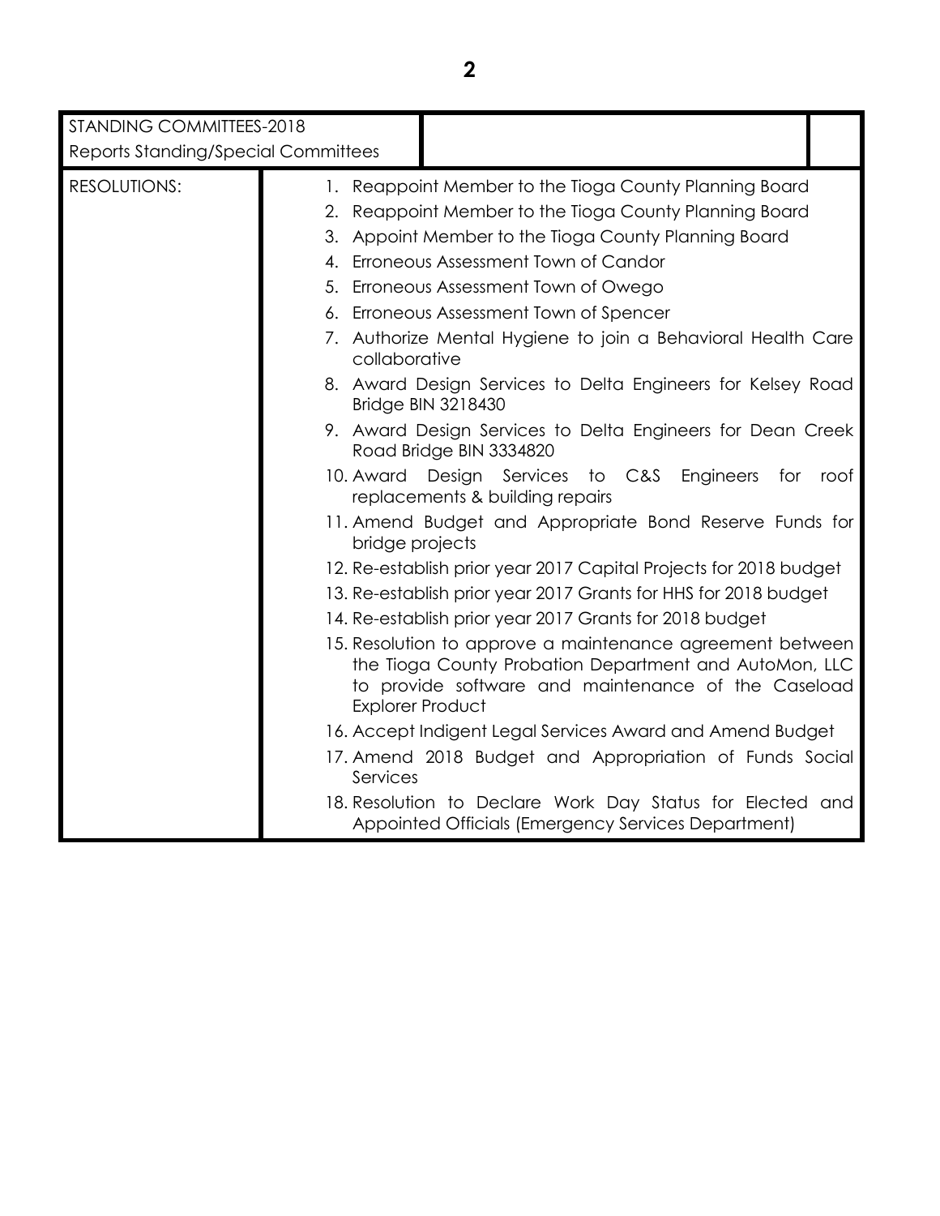| STANDING COMMITTEES-2018<br>Reports Standing/Special Committees | | |
|---|---|---|
| RESOLUTIONS: | 1. Reappoint Member to the Tioga County Planning Board<br>2. Reappoint Member to the Tioga County Planning Board<br>3. Appoint Member to the Tioga County Planning Board<br>4. Erroneous Assessment Town of Candor<br>5. Erroneous Assessment Town of Owego<br>6. Erroneous Assessment Town of Spencer<br>7. Authorize Mental Hygiene to join a Behavioral Health Care collaborative<br>8. Award Design Services to Delta Engineers for Kelsey Road Bridge BIN 3218430<br>9. Award Design Services to Delta Engineers for Dean Creek Road Bridge BIN 3334820<br>10. Award Design Services to C&S Engineers for roof replacements & building repairs<br>11. Amend Budget and Appropriate Bond Reserve Funds for bridge projects<br>12. Re-establish prior year 2017 Capital Projects for 2018 budget<br>13. Re-establish prior year 2017 Grants for HHS for 2018 budget<br>14. Re-establish prior year 2017 Grants for 2018 budget<br>15. Resolution to approve a maintenance agreement between the Tioga County Probation Department and AutoMon, LLC to provide software and maintenance of the Caseload Explorer Product<br>16. Accept Indigent Legal Services Award and Amend Budget<br>17. Amend 2018 Budget and Appropriation of Funds Social Services<br>18. Resolution to Declare Work Day Status for Elected and Appointed Officials (Emergency Services Department) | |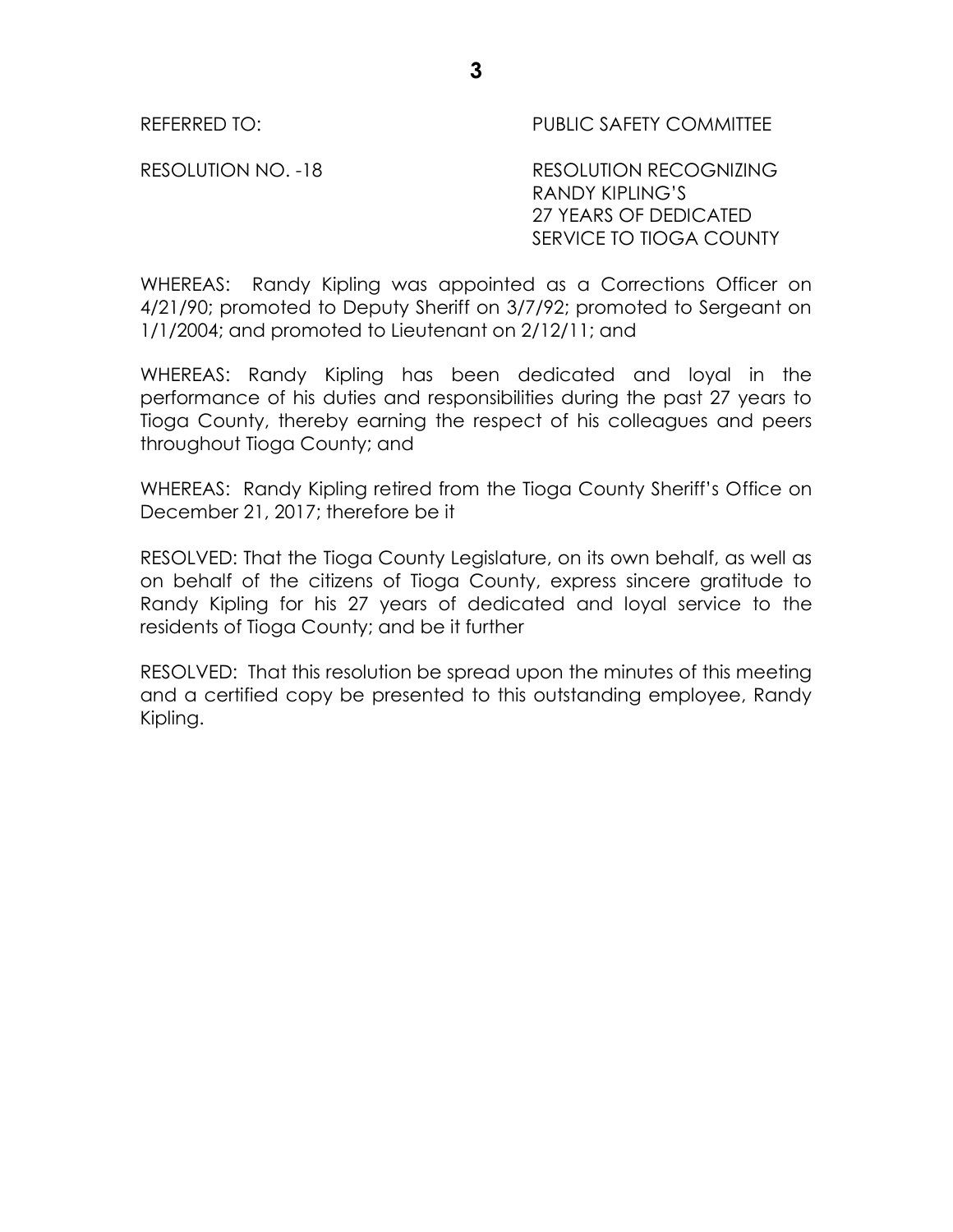REFERRED TO: PUBLIC SAFETY COMMITTEE

RESOLUTION NO. -18 RESOLUTION RECOGNIZING RANDY KIPLING'S 27 YEARS OF DEDICATED SERVICE TO TIOGA COUNTY

WHEREAS: Randy Kipling was appointed as a Corrections Officer on 4/21/90; promoted to Deputy Sheriff on 3/7/92; promoted to Sergeant on 1/1/2004; and promoted to Lieutenant on 2/12/11; and

WHEREAS: Randy Kipling has been dedicated and loyal in the performance of his duties and responsibilities during the past 27 years to Tioga County, thereby earning the respect of his colleagues and peers throughout Tioga County; and

WHEREAS: Randy Kipling retired from the Tioga County Sheriff's Office on December 21, 2017; therefore be it

RESOLVED: That the Tioga County Legislature, on its own behalf, as well as on behalf of the citizens of Tioga County, express sincere gratitude to Randy Kipling for his 27 years of dedicated and loyal service to the residents of Tioga County; and be it further

RESOLVED: That this resolution be spread upon the minutes of this meeting and a certified copy be presented to this outstanding employee, Randy Kipling.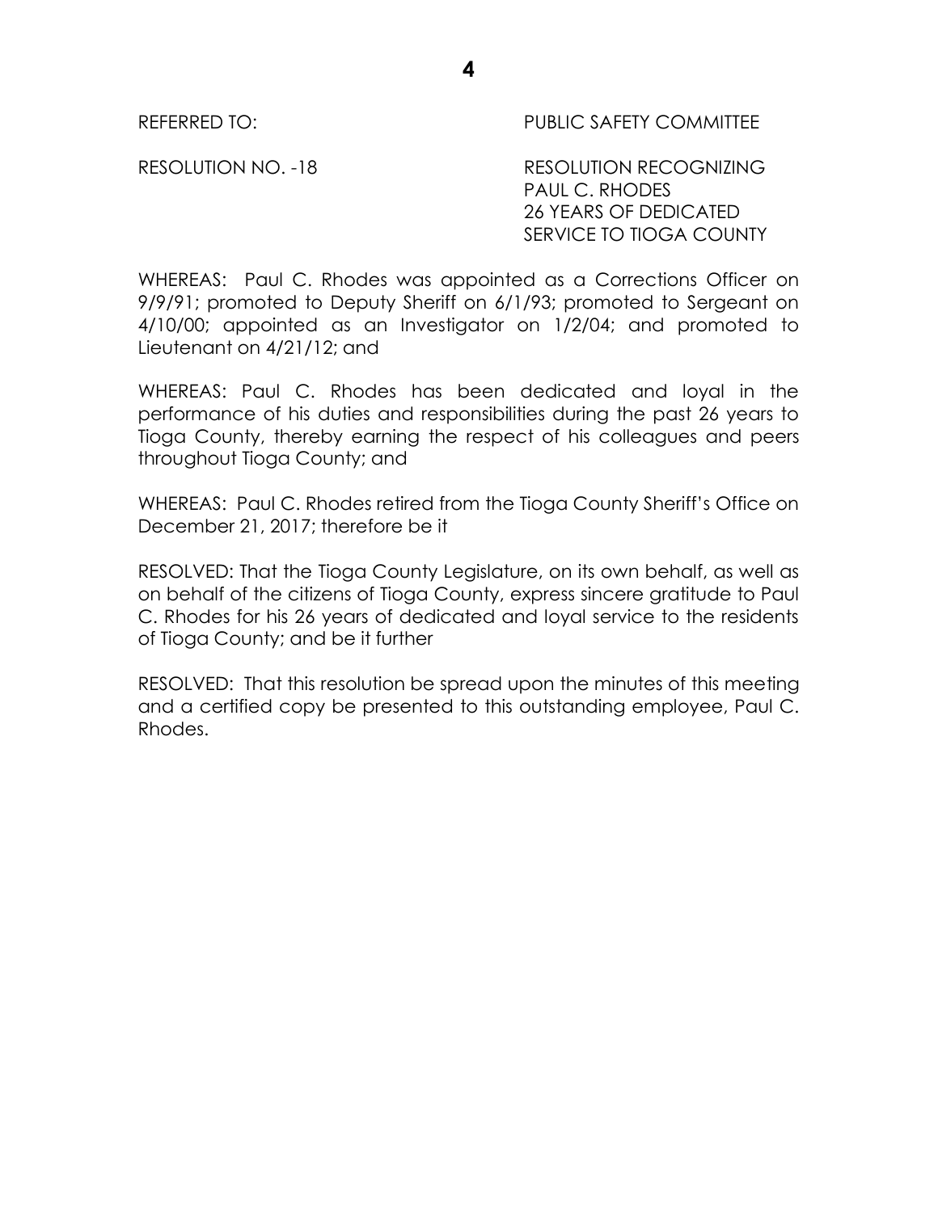REFERRED TO: PUBLIC SAFETY COMMITTEE

RESOLUTION NO. -18 RESOLUTION RECOGNIZING PAUL C. RHODES 26 YEARS OF DEDICATED SERVICE TO TIOGA COUNTY

WHEREAS: Paul C. Rhodes was appointed as a Corrections Officer on 9/9/91; promoted to Deputy Sheriff on 6/1/93; promoted to Sergeant on 4/10/00; appointed as an Investigator on 1/2/04; and promoted to Lieutenant on 4/21/12; and

WHEREAS: Paul C. Rhodes has been dedicated and loyal in the performance of his duties and responsibilities during the past 26 years to Tioga County, thereby earning the respect of his colleagues and peers throughout Tioga County; and

WHEREAS: Paul C. Rhodes retired from the Tioga County Sheriff's Office on December 21, 2017; therefore be it

RESOLVED: That the Tioga County Legislature, on its own behalf, as well as on behalf of the citizens of Tioga County, express sincere gratitude to Paul C. Rhodes for his 26 years of dedicated and loyal service to the residents of Tioga County; and be it further

RESOLVED: That this resolution be spread upon the minutes of this meeting and a certified copy be presented to this outstanding employee, Paul C. Rhodes.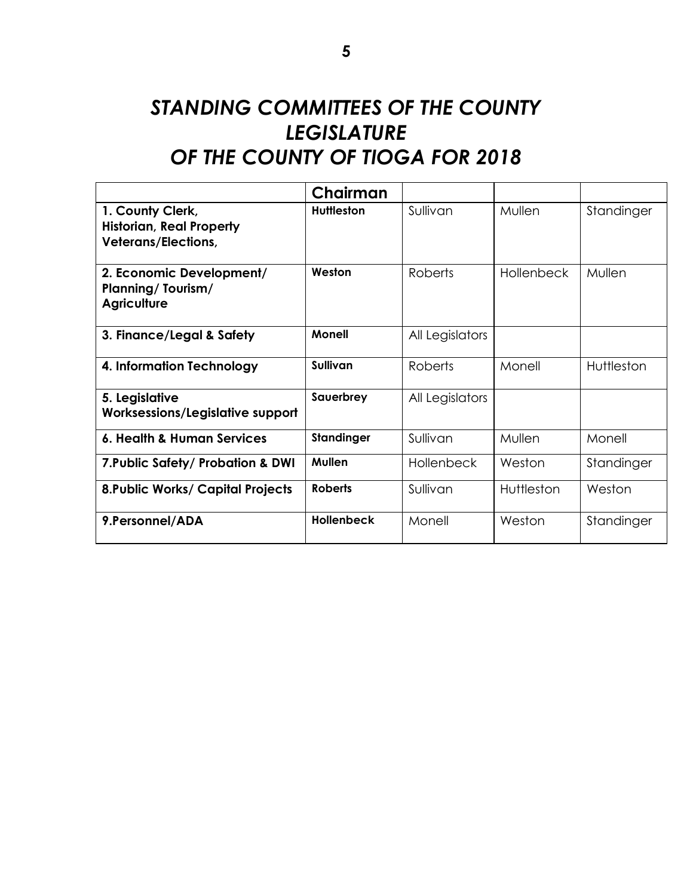# *STANDING COMMITTEES OF THE COUNTY LEGISLATURE OF THE COUNTY OF TIOGA FOR 2018*

| | Chairman | | | |
|---|---|---|---|---|
| **1. County Clerk, Historian, Real Property Veterans/Elections,** | **Huttleston** | Sullivan | Mullen | Standinger |
| **2. Economic Development/ Planning/ Tourism/ Agriculture** | **Weston** | Roberts | Hollenbeck | Mullen |
| **3. Finance/Legal & Safety** | **Monell** | All Legislators | | |
| **4. Information Technology** | **Sullivan** | Roberts | Monell | Huttleston |
| **5. Legislative Worksessions/Legislative support** | **Sauerbrey** | All Legislators | | |
| **6. Health & Human Services** | **Standinger** | Sullivan | Mullen | Monell |
| **7.Public Safety/ Probation & DWI** | **Mullen** | Hollenbeck | Weston | Standinger |
| **8.Public Works/ Capital Projects** | **Roberts** | Sullivan | Huttleston | Weston |
| **9.Personnel/ADA** | **Hollenbeck** | Monell | Weston | Standinger |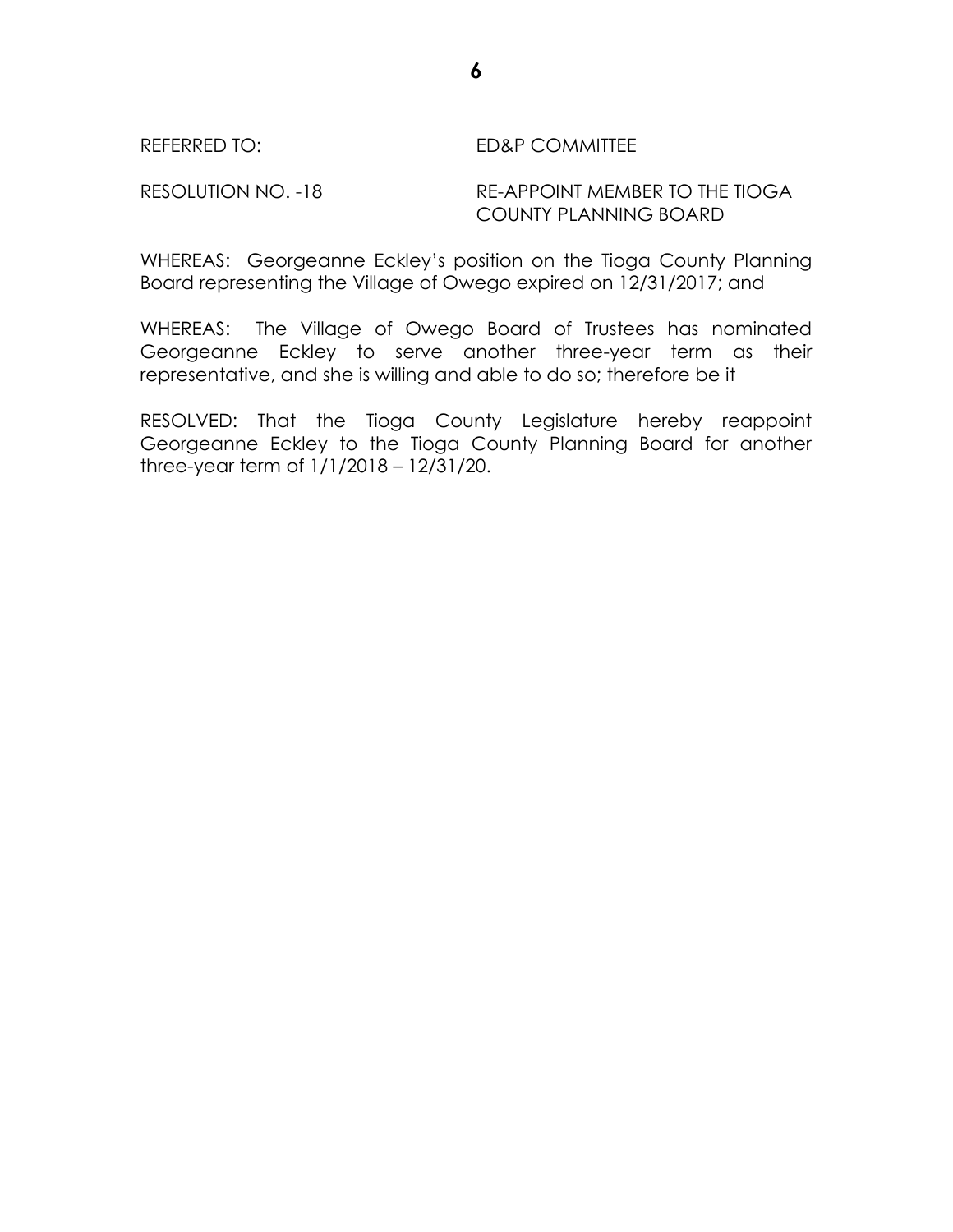REFERRED TO: ED&P COMMITTEE

RESOLUTION NO. -18 RE-APPOINT MEMBER TO THE TIOGA COUNTY PLANNING BOARD

WHEREAS: Georgeanne Eckley's position on the Tioga County Planning Board representing the Village of Owego expired on 12/31/2017; and

WHEREAS: The Village of Owego Board of Trustees has nominated Georgeanne Eckley to serve another three-year term as their representative, and she is willing and able to do so; therefore be it

RESOLVED: That the Tioga County Legislature hereby reappoint Georgeanne Eckley to the Tioga County Planning Board for another three-year term of 1/1/2018 – 12/31/20.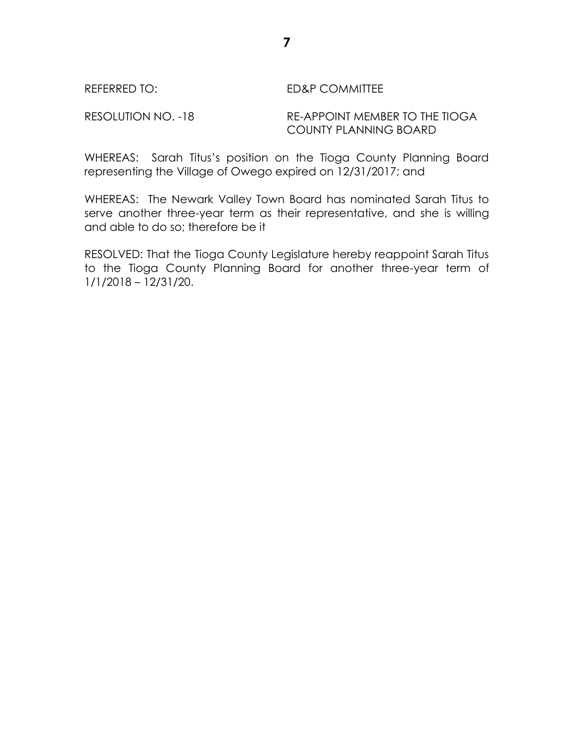REFERRED TO: ED&P COMMITTEE

RESOLUTION NO. -18 RE-APPOINT MEMBER TO THE TIOGA COUNTY PLANNING BOARD

WHEREAS: Sarah Titus's position on the Tioga County Planning Board representing the Village of Owego expired on 12/31/2017; and

WHEREAS: The Newark Valley Town Board has nominated Sarah Titus to serve another three-year term as their representative, and she is willing and able to do so; therefore be it

RESOLVED: That the Tioga County Legislature hereby reappoint Sarah Titus to the Tioga County Planning Board for another three-year term of 1/1/2018 – 12/31/20.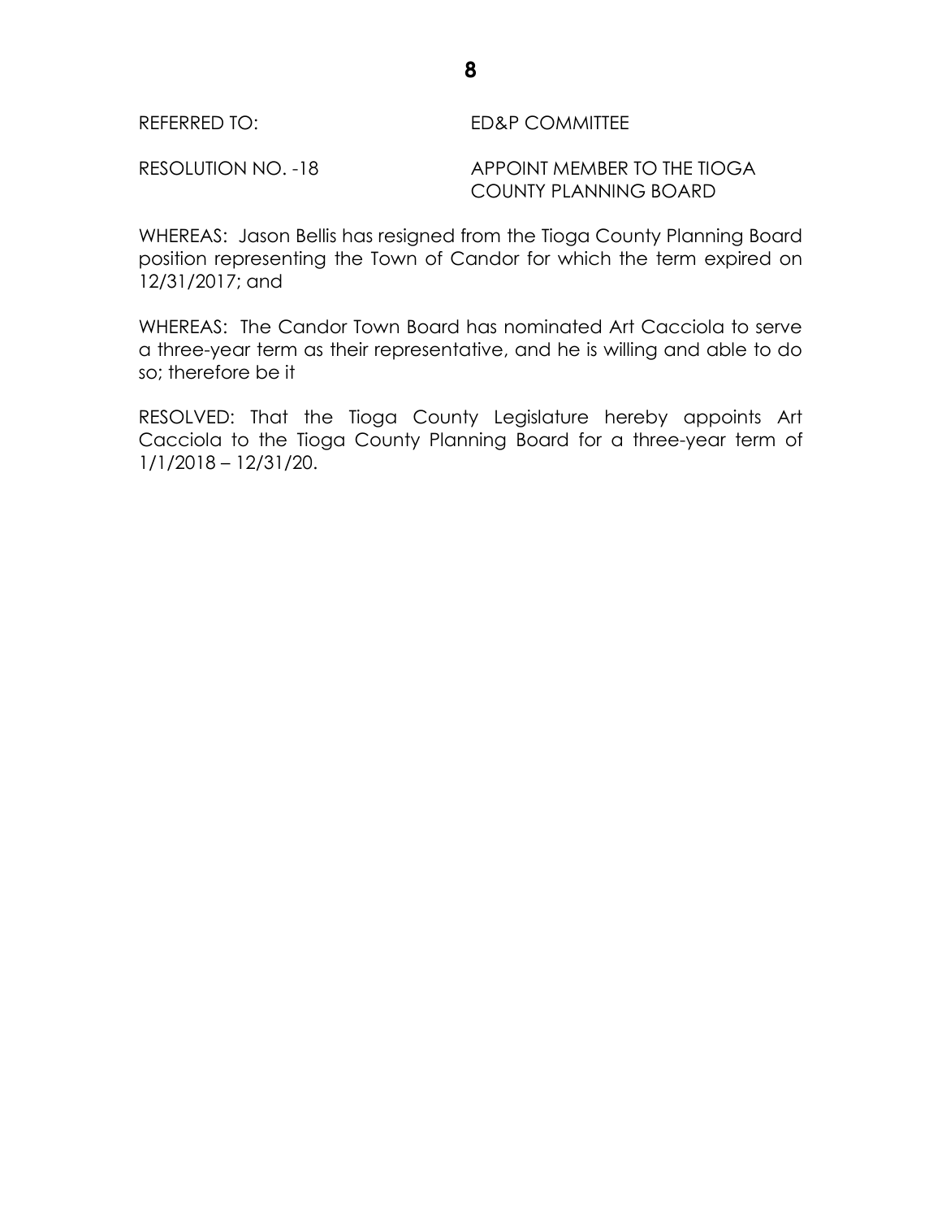REFERRED TO: ED&P COMMITTEE

RESOLUTION NO. -18 APPOINT MEMBER TO THE TIOGA COUNTY PLANNING BOARD

WHEREAS: Jason Bellis has resigned from the Tioga County Planning Board position representing the Town of Candor for which the term expired on 12/31/2017; and

WHEREAS: The Candor Town Board has nominated Art Cacciola to serve a three-year term as their representative, and he is willing and able to do so; therefore be it

RESOLVED: That the Tioga County Legislature hereby appoints Art Cacciola to the Tioga County Planning Board for a three-year term of 1/1/2018 – 12/31/20.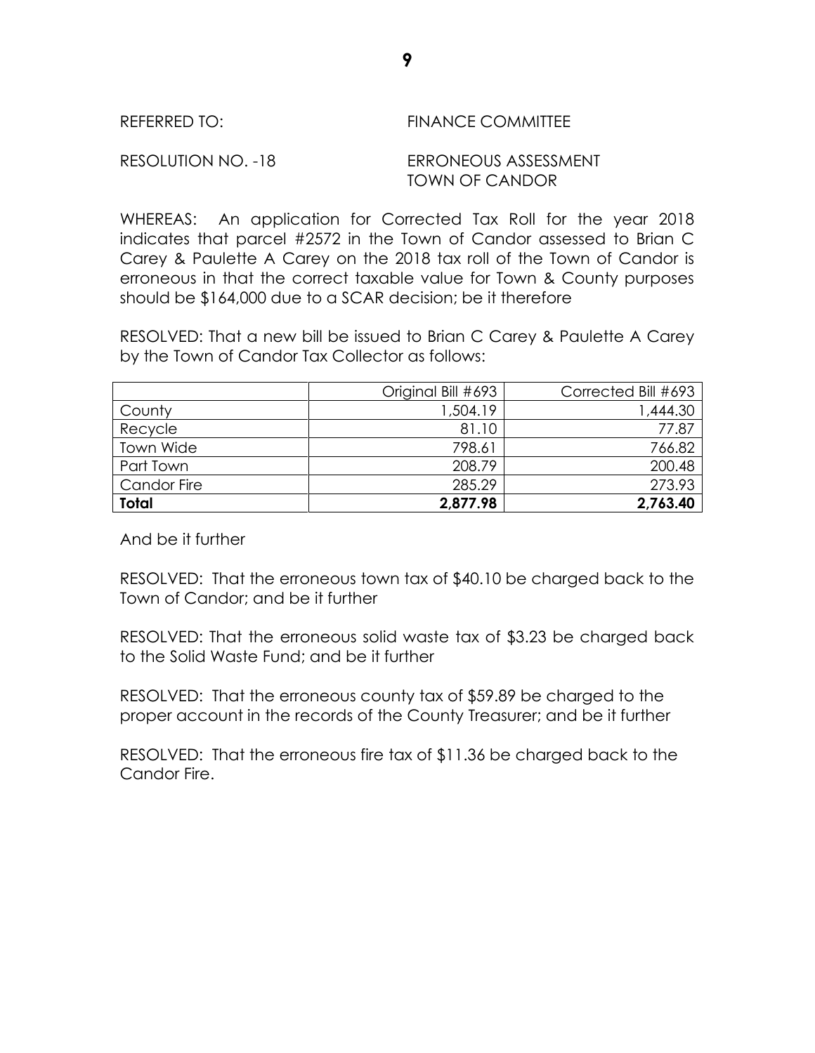REFERRED TO: FINANCE COMMITTEE

RESOLUTION NO. -18 ERRONEOUS ASSESSMENT TOWN OF CANDOR

WHEREAS: An application for Corrected Tax Roll for the year 2018 indicates that parcel #2572 in the Town of Candor assessed to Brian C Carey & Paulette A Carey on the 2018 tax roll of the Town of Candor is erroneous in that the correct taxable value for Town & County purposes should be $164,000 due to a SCAR decision; be it therefore

RESOLVED: That a new bill be issued to Brian C Carey & Paulette A Carey by the Town of Candor Tax Collector as follows:

| | Original Bill #693 | Corrected Bill #693 |
|---|---:|---:|
| County | 1,504.19 | 1,444.30 |
| Recycle | 81.10 | 77.87 |
| Town Wide | 798.61 | 766.82 |
| Part Town | 208.79 | 200.48 |
| Candor Fire | 285.29 | 273.93 |
| **Total** | **2,877.98** | **2,763.40** |

And be it further

RESOLVED: That the erroneous town tax of $40.10 be charged back to the Town of Candor; and be it further

RESOLVED: That the erroneous solid waste tax of $3.23 be charged back to the Solid Waste Fund; and be it further

RESOLVED: That the erroneous county tax of $59.89 be charged to the proper account in the records of the County Treasurer; and be it further

RESOLVED: That the erroneous fire tax of $11.36 be charged back to the Candor Fire.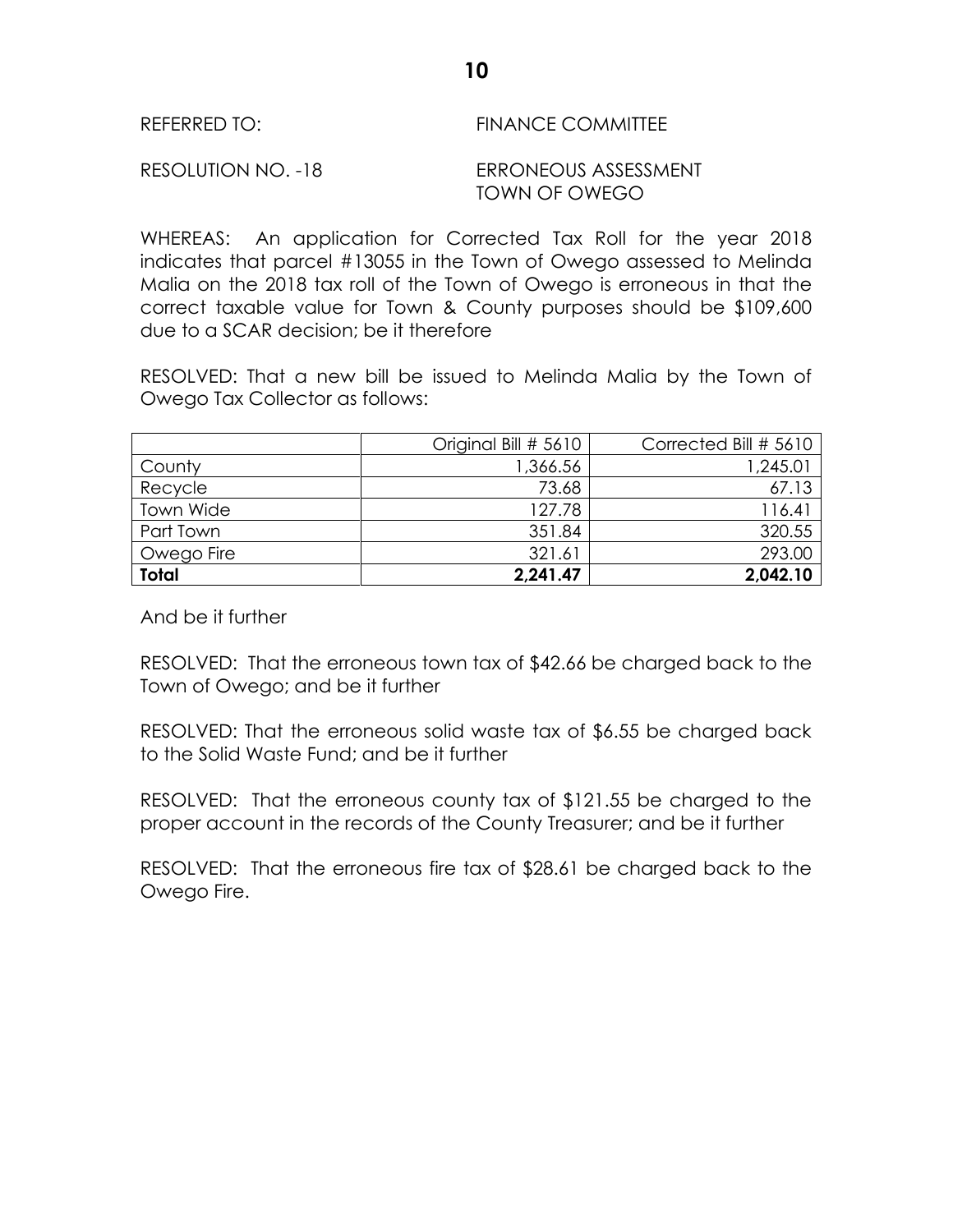REFERRED TO: FINANCE COMMITTEE

RESOLUTION NO. -18 ERRONEOUS ASSESSMENT
TOWN OF OWEGO

WHEREAS: An application for Corrected Tax Roll for the year 2018 indicates that parcel #13055 in the Town of Owego assessed to Melinda Malia on the 2018 tax roll of the Town of Owego is erroneous in that the correct taxable value for Town & County purposes should be $109,600 due to a SCAR decision; be it therefore

RESOLVED: That a new bill be issued to Melinda Malia by the Town of Owego Tax Collector as follows:

| | Original Bill # 5610 | Corrected Bill # 5610 |
|---|---:|---:|
| County | 1,366.56 | 1,245.01 |
| Recycle | 73.68 | 67.13 |
| Town Wide | 127.78 | 116.41 |
| Part Town | 351.84 | 320.55 |
| Owego Fire | 321.61 | 293.00 |
| **Total** | **2,241.47** | **2,042.10** |

And be it further

RESOLVED: That the erroneous town tax of $42.66 be charged back to the Town of Owego; and be it further

RESOLVED: That the erroneous solid waste tax of $6.55 be charged back to the Solid Waste Fund; and be it further

RESOLVED: That the erroneous county tax of $121.55 be charged to the proper account in the records of the County Treasurer; and be it further

RESOLVED: That the erroneous fire tax of $28.61 be charged back to the Owego Fire.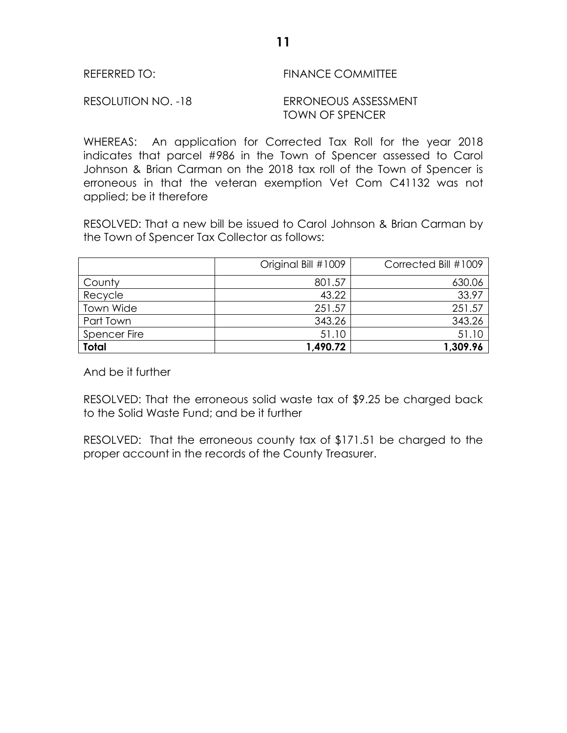REFERRED TO: FINANCE COMMITTEE

RESOLUTION NO. -18 ERRONEOUS ASSESSMENT TOWN OF SPENCER

WHEREAS: An application for Corrected Tax Roll for the year 2018 indicates that parcel #986 in the Town of Spencer assessed to Carol Johnson & Brian Carman on the 2018 tax roll of the Town of Spencer is erroneous in that the veteran exemption Vet Com C41132 was not applied; be it therefore

RESOLVED: That a new bill be issued to Carol Johnson & Brian Carman by the Town of Spencer Tax Collector as follows:

| | Original Bill #1009 | Corrected Bill #1009 |
|---|---:|---:|
| County | 801.57 | 630.06 |
| Recycle | 43.22 | 33.97 |
| Town Wide | 251.57 | 251.57 |
| Part Town | 343.26 | 343.26 |
| Spencer Fire | 51.10 | 51.10 |
| **Total** | **1,490.72** | **1,309.96** |

And be it further

RESOLVED: That the erroneous solid waste tax of $9.25 be charged back to the Solid Waste Fund; and be it further

RESOLVED: That the erroneous county tax of $171.51 be charged to the proper account in the records of the County Treasurer.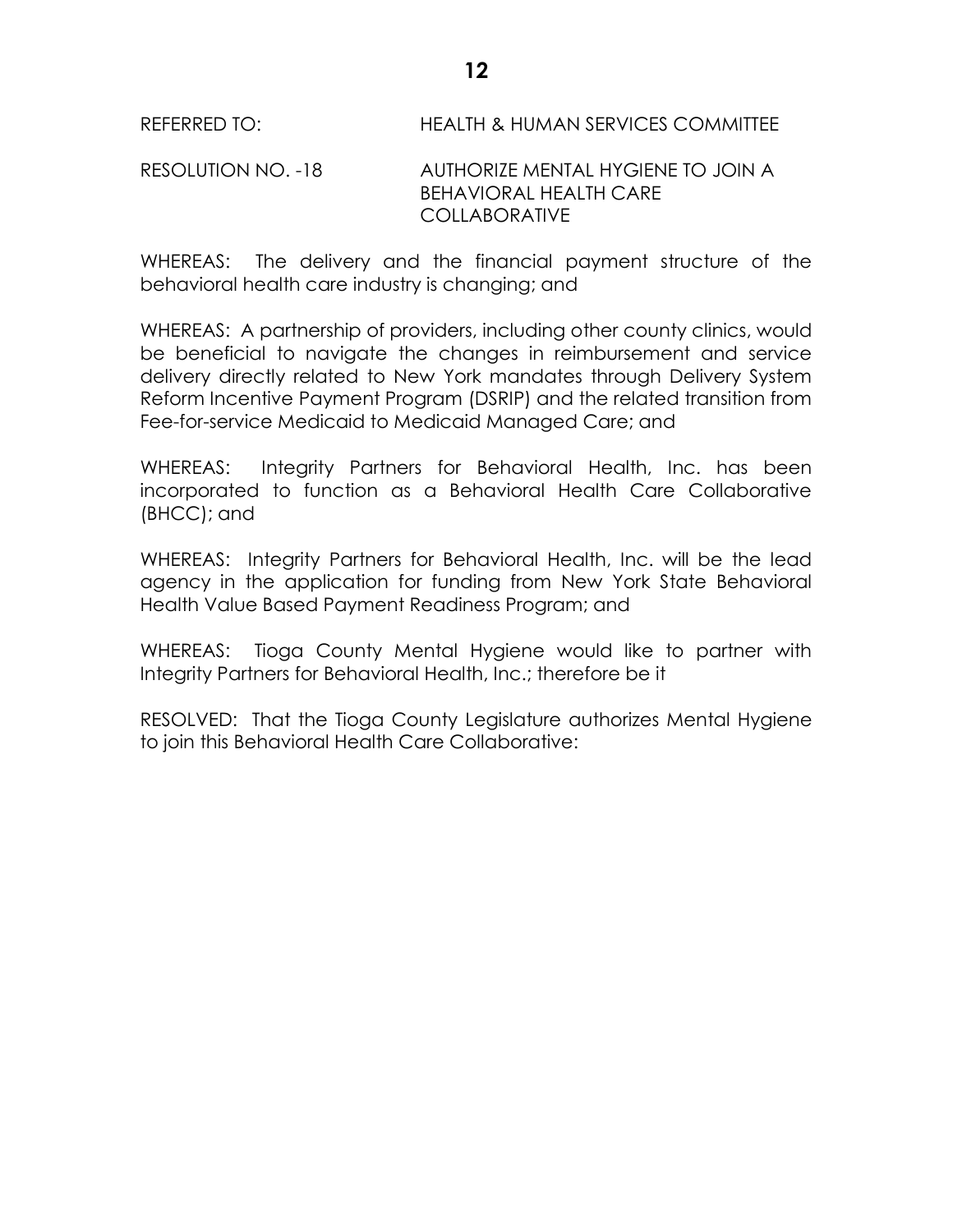REFERRED TO: HEALTH & HUMAN SERVICES COMMITTEE

RESOLUTION NO. -18 AUTHORIZE MENTAL HYGIENE TO JOIN A BEHAVIORAL HEALTH CARE COLLABORATIVE

WHEREAS: The delivery and the financial payment structure of the behavioral health care industry is changing; and

WHEREAS: A partnership of providers, including other county clinics, would be beneficial to navigate the changes in reimbursement and service delivery directly related to New York mandates through Delivery System Reform Incentive Payment Program (DSRIP) and the related transition from Fee-for-service Medicaid to Medicaid Managed Care; and

WHEREAS: Integrity Partners for Behavioral Health, Inc. has been incorporated to function as a Behavioral Health Care Collaborative (BHCC); and

WHEREAS: Integrity Partners for Behavioral Health, Inc. will be the lead agency in the application for funding from New York State Behavioral Health Value Based Payment Readiness Program; and

WHEREAS: Tioga County Mental Hygiene would like to partner with Integrity Partners for Behavioral Health, Inc.; therefore be it

RESOLVED: That the Tioga County Legislature authorizes Mental Hygiene to join this Behavioral Health Care Collaborative: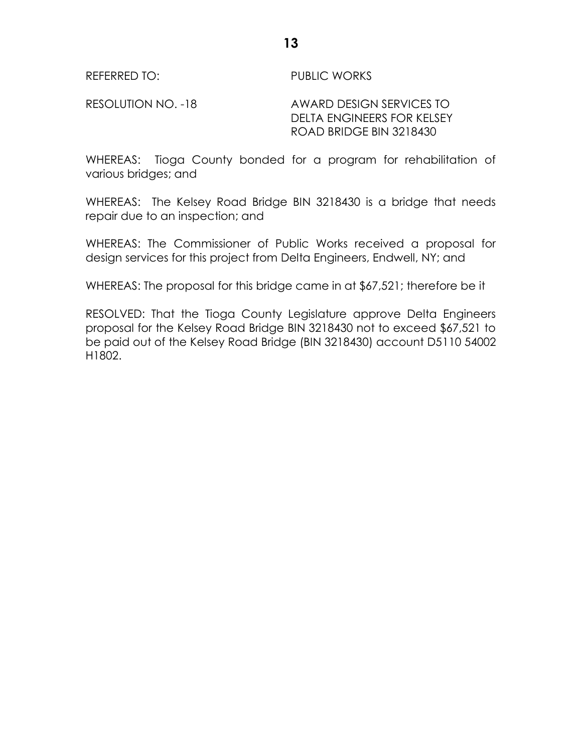REFERRED TO: PUBLIC WORKS

RESOLUTION NO. -18 AWARD DESIGN SERVICES TO DELTA ENGINEERS FOR KELSEY ROAD BRIDGE BIN 3218430

WHEREAS: Tioga County bonded for a program for rehabilitation of various bridges; and

WHEREAS: The Kelsey Road Bridge BIN 3218430 is a bridge that needs repair due to an inspection; and

WHEREAS: The Commissioner of Public Works received a proposal for design services for this project from Delta Engineers, Endwell, NY; and

WHEREAS: The proposal for this bridge came in at $67,521; therefore be it

RESOLVED: That the Tioga County Legislature approve Delta Engineers proposal for the Kelsey Road Bridge BIN 3218430 not to exceed $67,521 to be paid out of the Kelsey Road Bridge (BIN 3218430) account D5110 54002 H1802.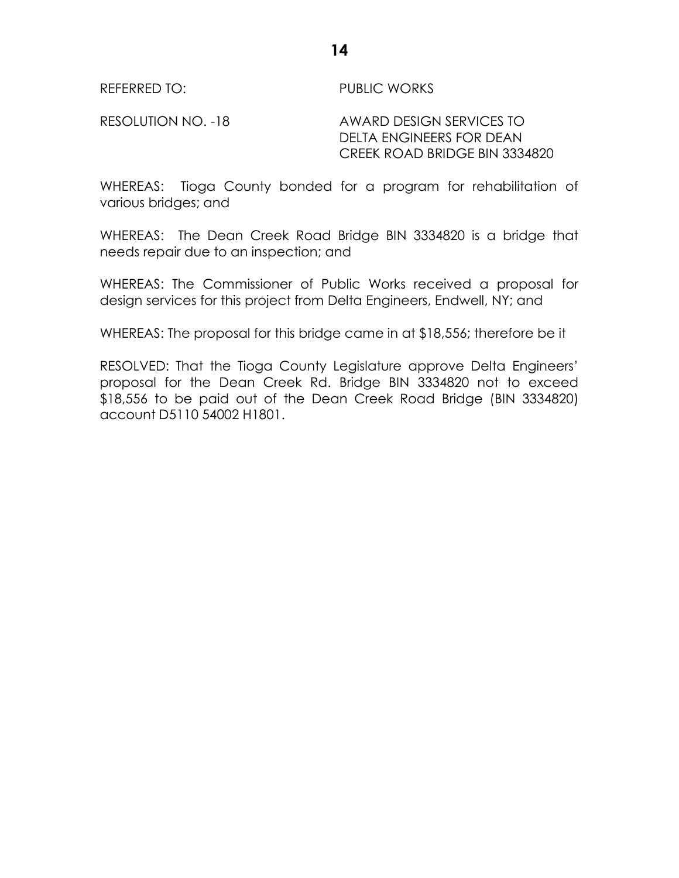REFERRED TO: PUBLIC WORKS

RESOLUTION NO. -18 AWARD DESIGN SERVICES TO DELTA ENGINEERS FOR DEAN CREEK ROAD BRIDGE BIN 3334820

WHEREAS: Tioga County bonded for a program for rehabilitation of various bridges; and

WHEREAS: The Dean Creek Road Bridge BIN 3334820 is a bridge that needs repair due to an inspection; and

WHEREAS: The Commissioner of Public Works received a proposal for design services for this project from Delta Engineers, Endwell, NY; and

WHEREAS: The proposal for this bridge came in at $18,556; therefore be it

RESOLVED: That the Tioga County Legislature approve Delta Engineers' proposal for the Dean Creek Rd. Bridge BIN 3334820 not to exceed $18,556 to be paid out of the Dean Creek Road Bridge (BIN 3334820) account D5110 54002 H1801.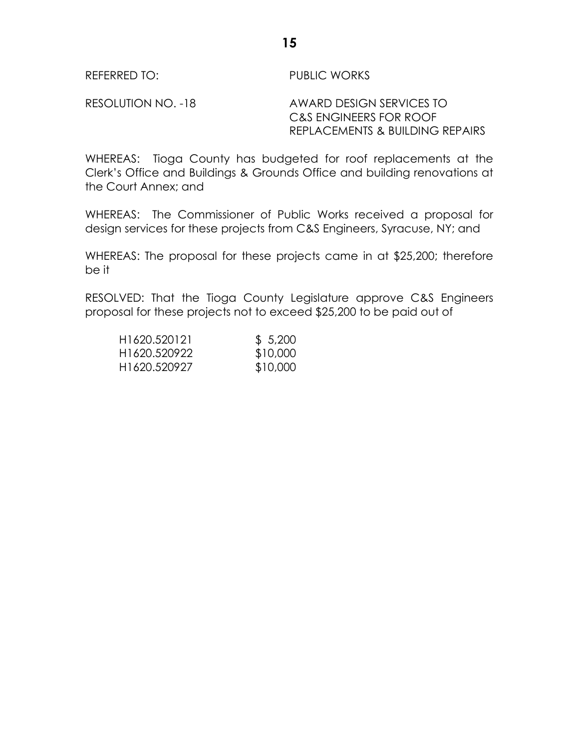REFERRED TO: PUBLIC WORKS

RESOLUTION NO. -18 AWARD DESIGN SERVICES TO C&S ENGINEERS FOR ROOF REPLACEMENTS & BUILDING REPAIRS

WHEREAS: Tioga County has budgeted for roof replacements at the Clerk's Office and Buildings & Grounds Office and building renovations at the Court Annex; and

WHEREAS: The Commissioner of Public Works received a proposal for design services for these projects from C&S Engineers, Syracuse, NY; and

WHEREAS: The proposal for these projects came in at $25,200; therefore be it

RESOLVED: That the Tioga County Legislature approve C&S Engineers proposal for these projects not to exceed $25,200 to be paid out of

| | |
|---|---|
| H1620.520121 | $ 5,200 |
| H1620.520922 | $10,000 |
| H1620.520927 | $10,000 |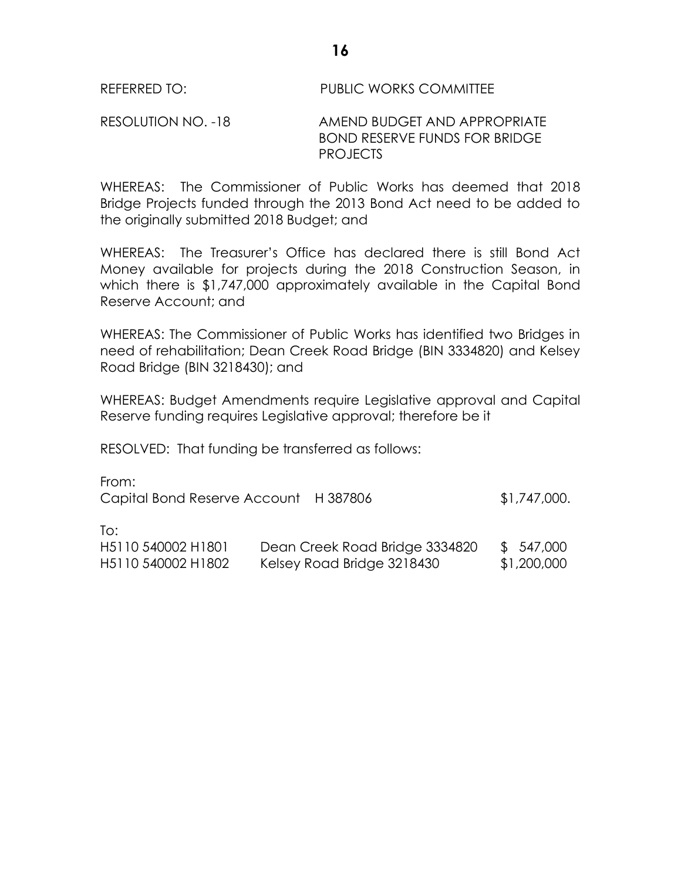REFERRED TO: PUBLIC WORKS COMMITTEE

RESOLUTION NO. -18 AMEND BUDGET AND APPROPRIATE BOND RESERVE FUNDS FOR BRIDGE PROJECTS

WHEREAS: The Commissioner of Public Works has deemed that 2018 Bridge Projects funded through the 2013 Bond Act need to be added to the originally submitted 2018 Budget; and

WHEREAS: The Treasurer's Office has declared there is still Bond Act Money available for projects during the 2018 Construction Season, in which there is $1,747,000 approximately available in the Capital Bond Reserve Account; and

WHEREAS: The Commissioner of Public Works has identified two Bridges in need of rehabilitation; Dean Creek Road Bridge (BIN 3334820) and Kelsey Road Bridge (BIN 3218430); and

WHEREAS: Budget Amendments require Legislative approval and Capital Reserve funding requires Legislative approval; therefore be it

RESOLVED: That funding be transferred as follows:

From:
Capital Bond Reserve Account H 387806 $1,747,000.

To:

| | | |
|---|---|---|
| H5110 540002 H1801 | Dean Creek Road Bridge 3334820 | $ 547,000 |
| H5110 540002 H1802 | Kelsey Road Bridge 3218430 | $1,200,000 |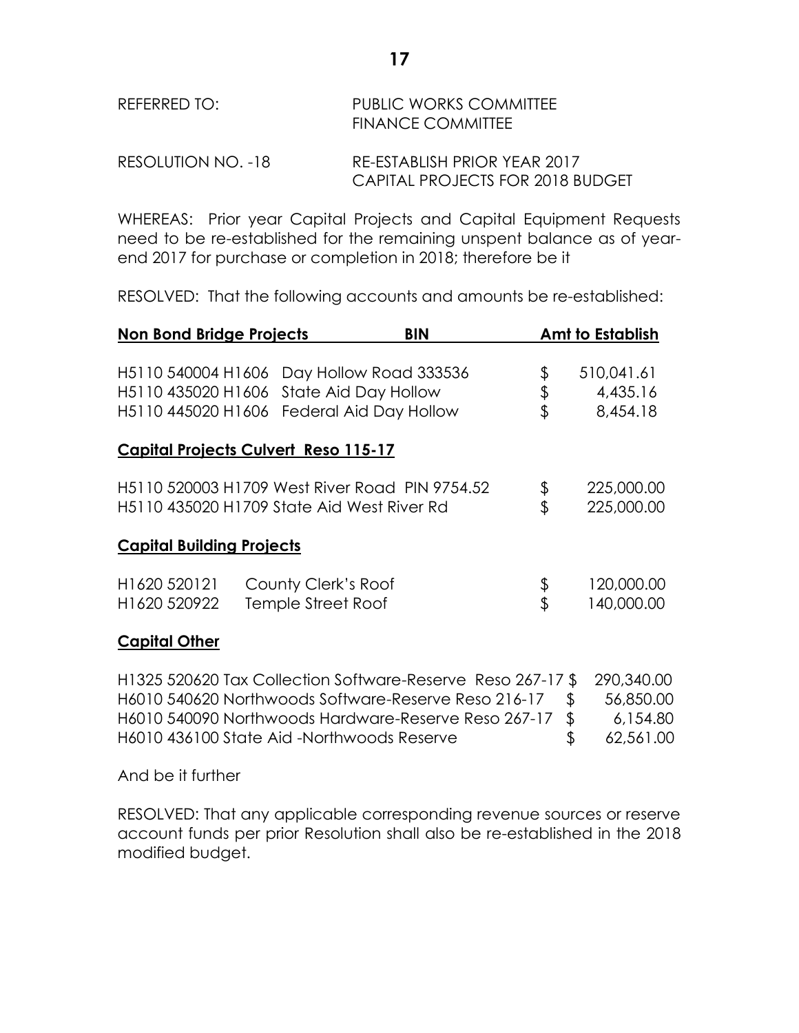REFERRED TO: PUBLIC WORKS COMMITTEE
FINANCE COMMITTEE

RESOLUTION NO. -18 RE-ESTABLISH PRIOR YEAR 2017 CAPITAL PROJECTS FOR 2018 BUDGET

WHEREAS: Prior year Capital Projects and Capital Equipment Requests need to be re-established for the remaining unspent balance as of year-end 2017 for purchase or completion in 2018; therefore be it

RESOLVED: That the following accounts and amounts be re-established:

| **Non Bond Bridge Projects** | **BIN** | **Amt to Establish** |
|---|---|---|
| H5110 540004 H1606 Day Hollow Road | 333536 | $ 510,041.61 |
| H5110 435020 H1606 State Aid Day Hollow | | $ 4,435.16 |
| H5110 445020 H1606 Federal Aid Day Hollow | | $ 8,454.18 |

**Capital Projects Culvert Reso 115-17**

| | |
|---|---|
| H5110 520003 H1709 West River Road PIN 9754.52 | $ 225,000.00 |
| H5110 435020 H1709 State Aid West River Rd | $ 225,000.00 |

**Capital Building Projects**

| | | |
|---|---|---|
| H1620 520121 | County Clerk's Roof | $ 120,000.00 |
| H1620 520922 | Temple Street Roof | $ 140,000.00 |

**Capital Other**

| | |
|---|---|
| H1325 520620 Tax Collection Software-Reserve Reso 267-17 | $ 290,340.00 |
| H6010 540620 Northwoods Software-Reserve Reso 216-17 | $ 56,850.00 |
| H6010 540090 Northwoods Hardware-Reserve Reso 267-17 | $ 6,154.80 |
| H6010 436100 State Aid -Northwoods Reserve | $ 62,561.00 |

And be it further

RESOLVED: That any applicable corresponding revenue sources or reserve account funds per prior Resolution shall also be re-established in the 2018 modified budget.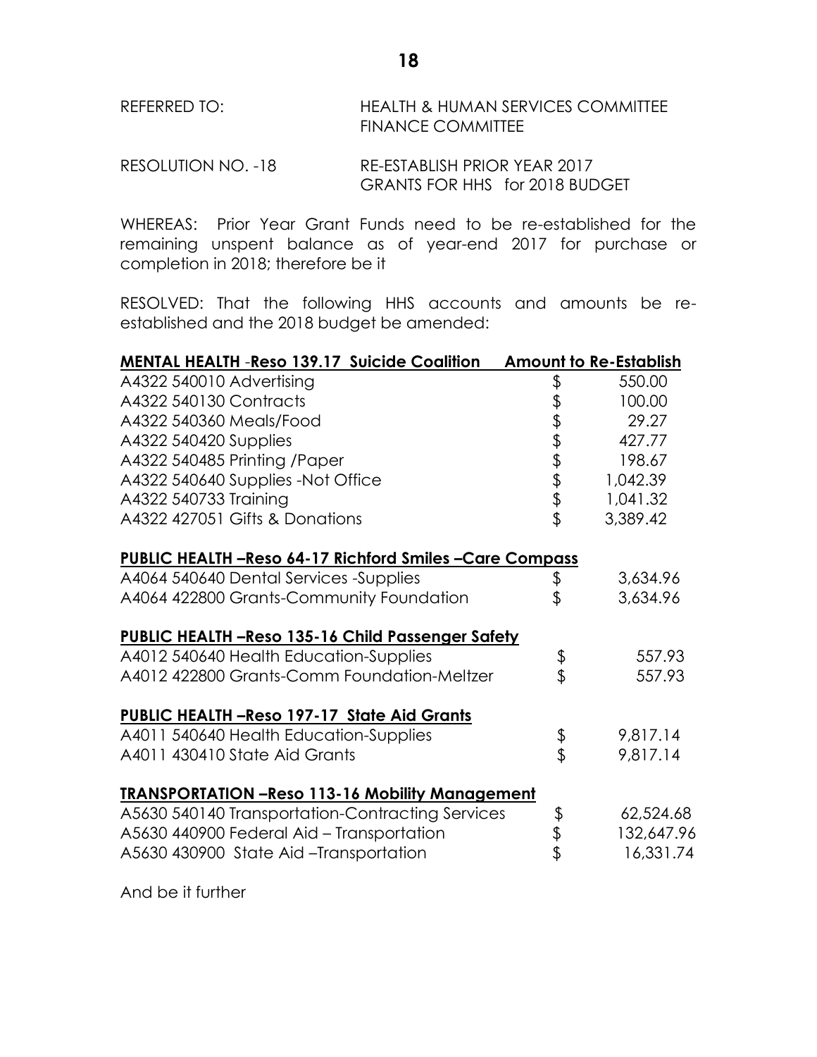REFERRED TO: HEALTH & HUMAN SERVICES COMMITTEE
FINANCE COMMITTEE

RESOLUTION NO. -18 RE-ESTABLISH PRIOR YEAR 2017 GRANTS FOR HHS for 2018 BUDGET

WHEREAS: Prior Year Grant Funds need to be re-established for the remaining unspent balance as of year-end 2017 for purchase or completion in 2018; therefore be it

RESOLVED: That the following HHS accounts and amounts be re-established and the 2018 budget be amended:

| **MENTAL HEALTH -Reso 139.17 Suicide Coalition** | **Amount to Re-Establish** |
|---|---|
| A4322 540010 Advertising | $ 550.00 |
| A4322 540130 Contracts | $ 100.00 |
| A4322 540360 Meals/Food | $ 29.27 |
| A4322 540420 Supplies | $ 427.77 |
| A4322 540485 Printing /Paper | $ 198.67 |
| A4322 540640 Supplies -Not Office | $ 1,042.39 |
| A4322 540733 Training | $ 1,041.32 |
| A4322 427051 Gifts & Donations | $ 3,389.42 |
| **PUBLIC HEALTH –Reso 64-17 Richford Smiles –Care Compass** | |
| A4064 540640 Dental Services -Supplies | $ 3,634.96 |
| A4064 422800 Grants-Community Foundation | $ 3,634.96 |
| **PUBLIC HEALTH –Reso 135-16 Child Passenger Safety** | |
| A4012 540640 Health Education-Supplies | $ 557.93 |
| A4012 422800 Grants-Comm Foundation-Meltzer | $ 557.93 |
| **PUBLIC HEALTH –Reso 197-17 State Aid Grants** | |
| A4011 540640 Health Education-Supplies | $ 9,817.14 |
| A4011 430410 State Aid Grants | $ 9,817.14 |
| **TRANSPORTATION –Reso 113-16 Mobility Management** | |
| A5630 540140 Transportation-Contracting Services | $ 62,524.68 |
| A5630 440900 Federal Aid – Transportation | $ 132,647.96 |
| A5630 430900 State Aid –Transportation | $ 16,331.74 |

And be it further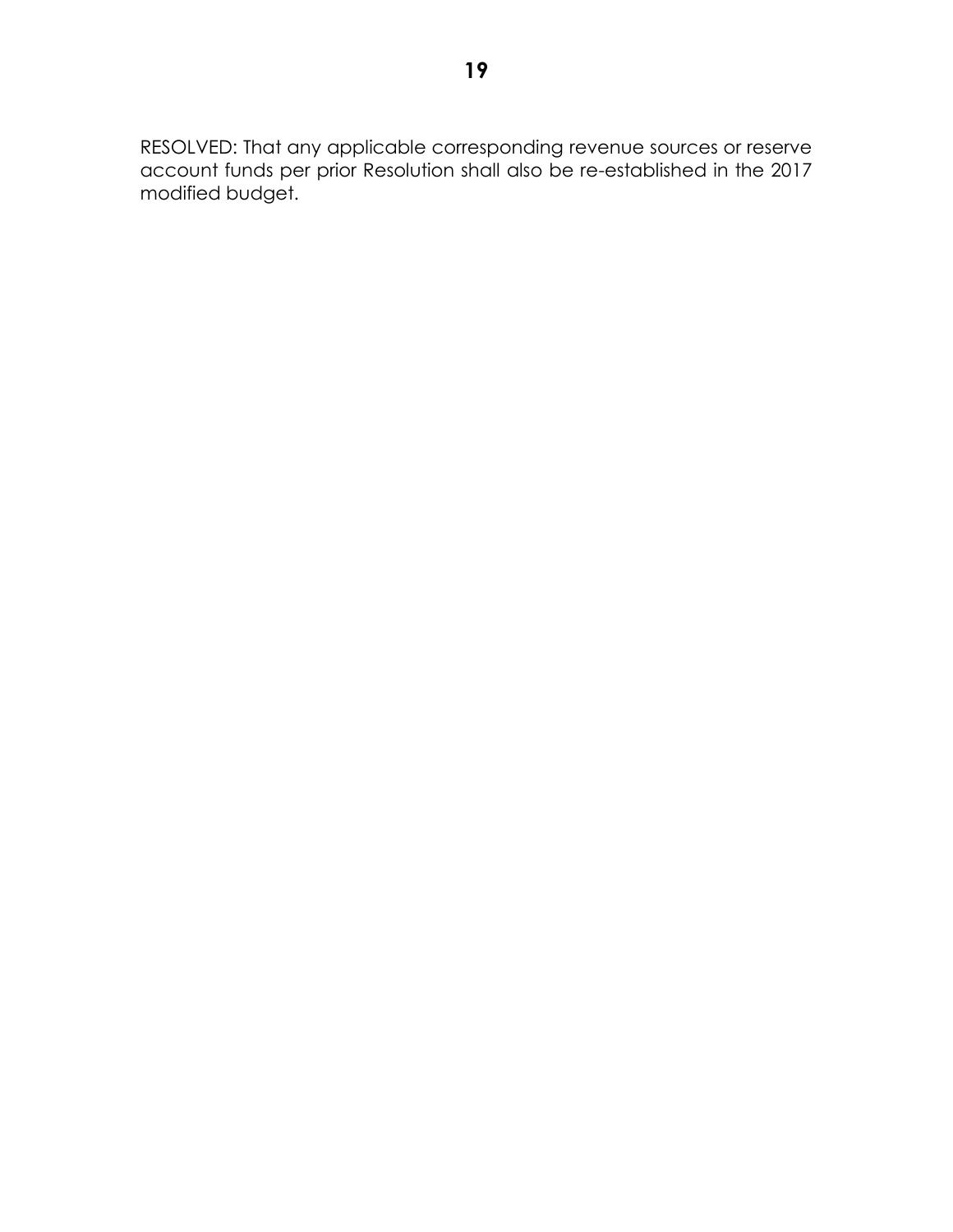RESOLVED: That any applicable corresponding revenue sources or reserve account funds per prior Resolution shall also be re-established in the 2017 modified budget.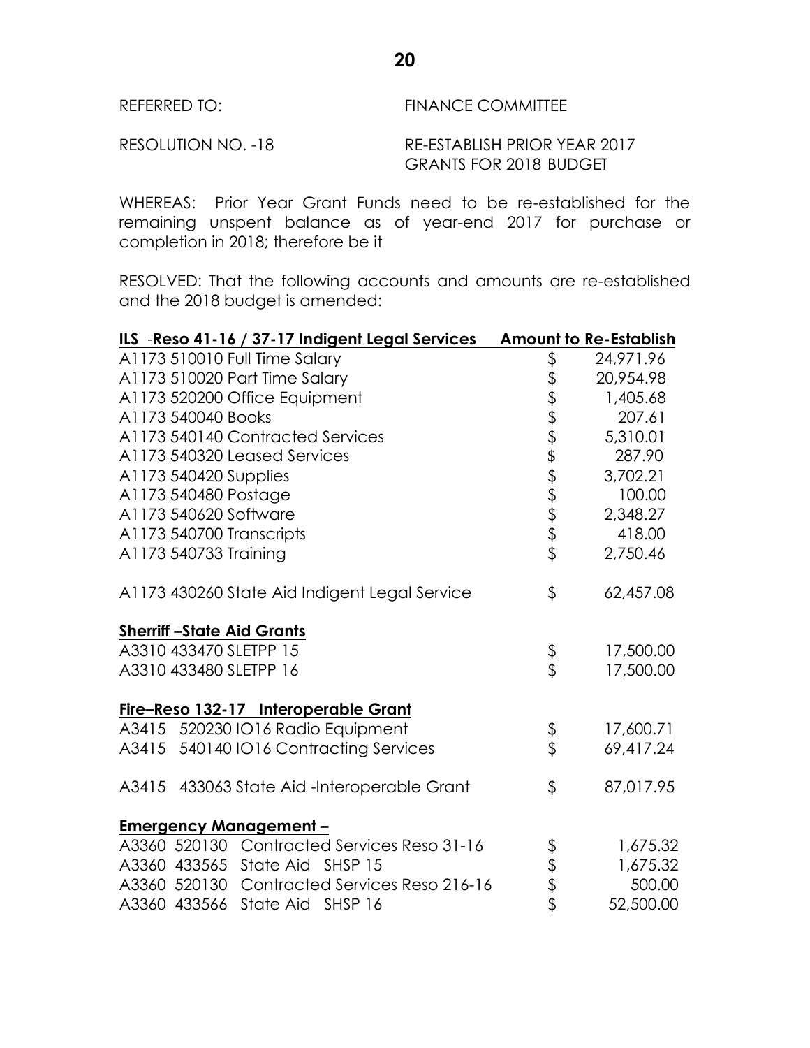REFERRED TO: FINANCE COMMITTEE

RESOLUTION NO. -18 RE-ESTABLISH PRIOR YEAR 2017 GRANTS FOR 2018 BUDGET

WHEREAS: Prior Year Grant Funds need to be re-established for the remaining unspent balance as of year-end 2017 for purchase or completion in 2018; therefore be it

RESOLVED: That the following accounts and amounts are re-established and the 2018 budget is amended:

| **ILS -Reso 41-16 / 37-17 Indigent Legal Services** | **Amount to Re-Establish** |
|---|---|
| A1173 510010 Full Time Salary | $ 24,971.96 |
| A1173 510020 Part Time Salary | $ 20,954.98 |
| A1173 520200 Office Equipment | $ 1,405.68 |
| A1173 540040 Books | $ 207.61 |
| A1173 540140 Contracted Services | $ 5,310.01 |
| A1173 540320 Leased Services | $ 287.90 |
| A1173 540420 Supplies | $ 3,702.21 |
| A1173 540480 Postage | $ 100.00 |
| A1173 540620 Software | $ 2,348.27 |
| A1173 540700 Transcripts | $ 418.00 |
| A1173 540733 Training | $ 2,750.46 |
| | |
| A1173 430260 State Aid Indigent Legal Service | $ 62,457.08 |
| | |
| **Sherriff –State Aid Grants** | |
| A3310 433470 SLETPP 15 | $ 17,500.00 |
| A3310 433480 SLETPP 16 | $ 17,500.00 |
| | |
| **Fire–Reso 132-17 Interoperable Grant** | |
| A3415 520230 IO16 Radio Equipment | $ 17,600.71 |
| A3415 540140 IO16 Contracting Services | $ 69,417.24 |
| | |
| A3415 433063 State Aid -Interoperable Grant | $ 87,017.95 |
| | |
| **Emergency Management –** | |
| A3360 520130 Contracted Services Reso 31-16 | $ 1,675.32 |
| A3360 433565 State Aid SHSP 15 | $ 1,675.32 |
| A3360 520130 Contracted Services Reso 216-16 | $ 500.00 |
| A3360 433566 State Aid SHSP 16 | $ 52,500.00 |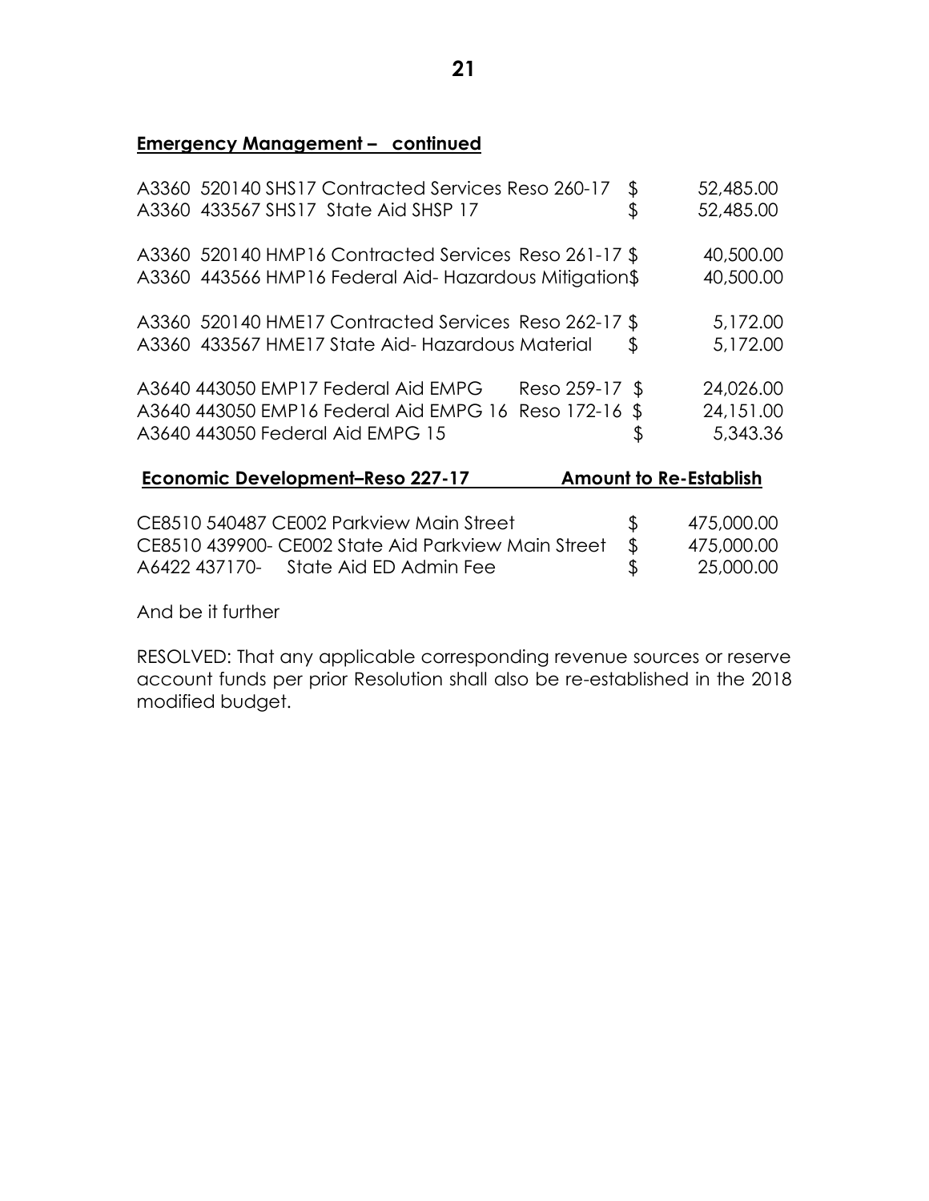**Emergency Management – continued**

| | | |
|---|---|---|
| A3360 520140 SHS17 Contracted Services Reso 260-17 | $ | 52,485.00 |
| A3360 433567 SHS17 State Aid SHSP 17 | $ | 52,485.00 |
| | | |
| A3360 520140 HMP16 Contracted Services Reso 261-17 | $ | 40,500.00 |
| A3360 443566 HMP16 Federal Aid- Hazardous Mitigation | $ | 40,500.00 |
| | | |
| A3360 520140 HME17 Contracted Services Reso 262-17 | $ | 5,172.00 |
| A3360 433567 HME17 State Aid- Hazardous Material | $ | 5,172.00 |
| | | |
| A3640 443050 EMP17 Federal Aid EMPG Reso 259-17 | $ | 24,026.00 |
| A3640 443050 EMP16 Federal Aid EMPG 16 Reso 172-16 | $ | 24,151.00 |
| A3640 443050 Federal Aid EMPG 15 | $ | 5,343.36 |

| **Economic Development–Reso 227-17** | | **Amount to Re-Establish** |
|---|---|---|
| CE8510 540487 CE002 Parkview Main Street | $ | 475,000.00 |
| CE8510 439900- CE002 State Aid Parkview Main Street | $ | 475,000.00 |
| A6422 437170- State Aid ED Admin Fee | $ | 25,000.00 |

And be it further

RESOLVED: That any applicable corresponding revenue sources or reserve account funds per prior Resolution shall also be re-established in the 2018 modified budget.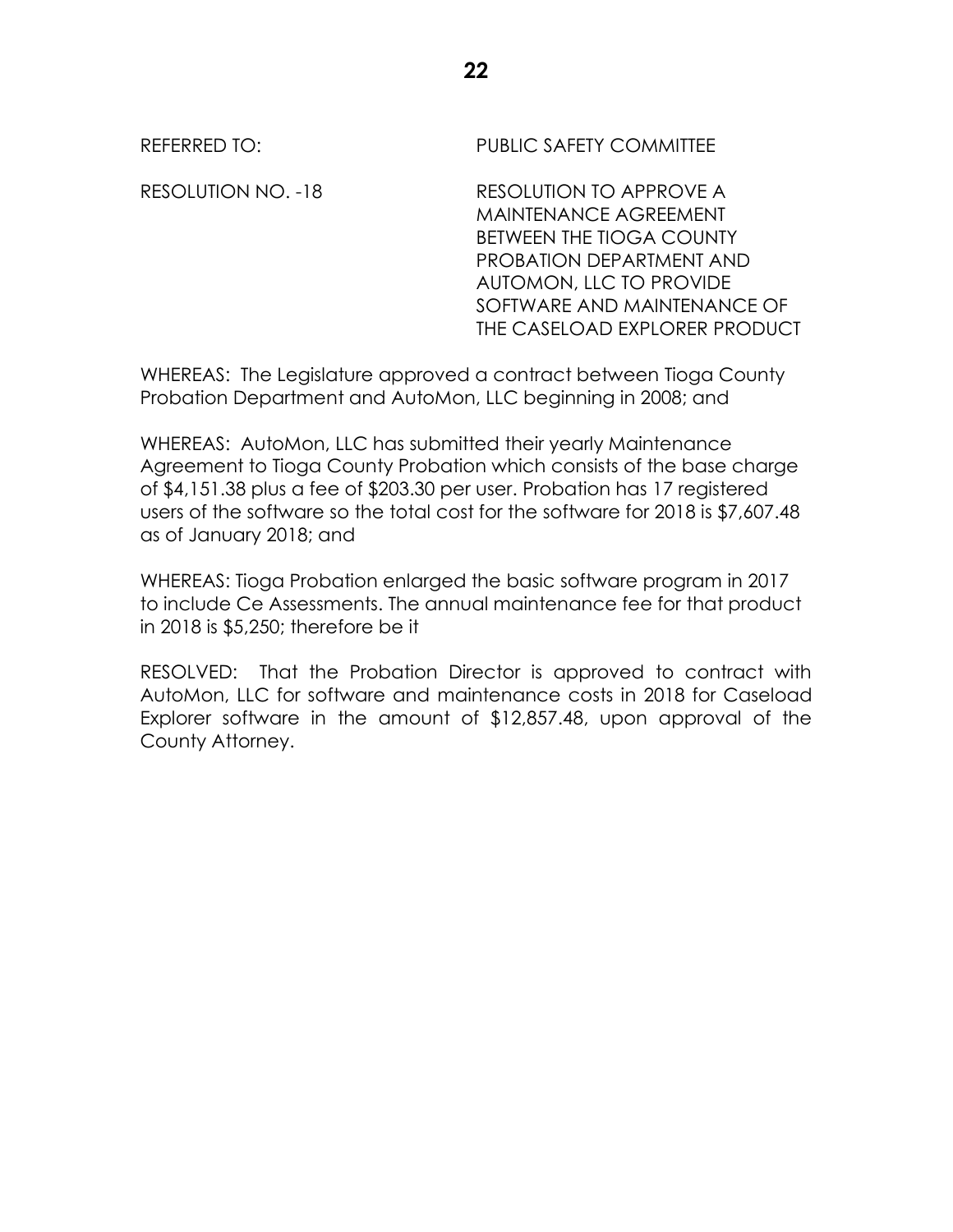REFERRED TO: PUBLIC SAFETY COMMITTEE

RESOLUTION NO. -18 RESOLUTION TO APPROVE A MAINTENANCE AGREEMENT BETWEEN THE TIOGA COUNTY PROBATION DEPARTMENT AND AUTOMON, LLC TO PROVIDE SOFTWARE AND MAINTENANCE OF THE CASELOAD EXPLORER PRODUCT

WHEREAS: The Legislature approved a contract between Tioga County Probation Department and AutoMon, LLC beginning in 2008; and

WHEREAS: AutoMon, LLC has submitted their yearly Maintenance Agreement to Tioga County Probation which consists of the base charge of $4,151.38 plus a fee of $203.30 per user. Probation has 17 registered users of the software so the total cost for the software for 2018 is $7,607.48 as of January 2018; and

WHEREAS: Tioga Probation enlarged the basic software program in 2017 to include Ce Assessments. The annual maintenance fee for that product in 2018 is $5,250; therefore be it

RESOLVED: That the Probation Director is approved to contract with AutoMon, LLC for software and maintenance costs in 2018 for Caseload Explorer software in the amount of $12,857.48, upon approval of the County Attorney.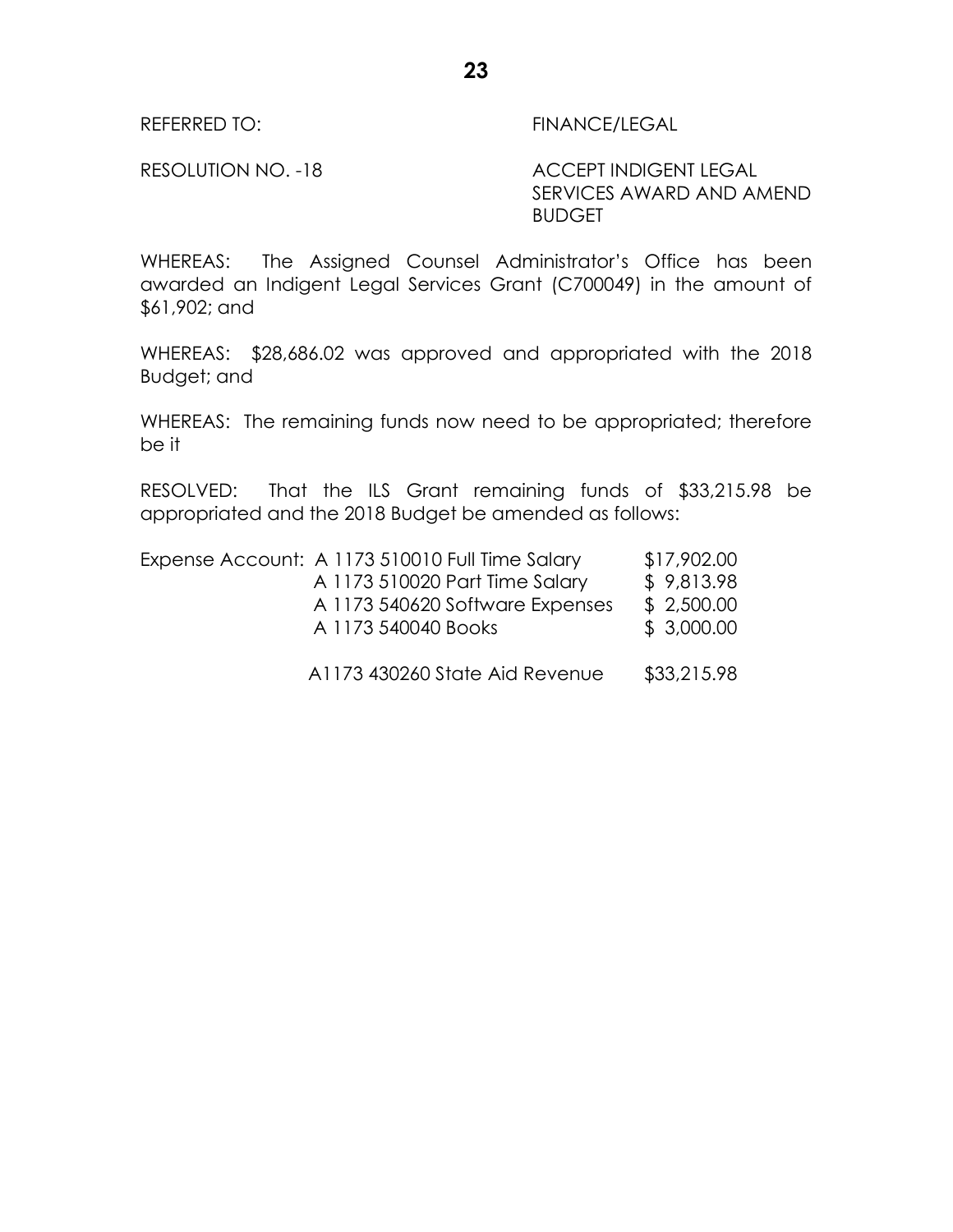REFERRED TO: FINANCE/LEGAL

RESOLUTION NO. -18 ACCEPT INDIGENT LEGAL SERVICES AWARD AND AMEND BUDGET

WHEREAS: The Assigned Counsel Administrator's Office has been awarded an Indigent Legal Services Grant (C700049) in the amount of $61,902; and

WHEREAS: $28,686.02 was approved and appropriated with the 2018 Budget; and

WHEREAS: The remaining funds now need to be appropriated; therefore be it

RESOLVED: That the ILS Grant remaining funds of $33,215.98 be appropriated and the 2018 Budget be amended as follows:

| | | |
|---|---|---|
| Expense Account: | A 1173 510010 Full Time Salary | $17,902.00 |
| | A 1173 510020 Part Time Salary | $ 9,813.98 |
| | A 1173 540620 Software Expenses | $ 2,500.00 |
| | A 1173 540040 Books | $ 3,000.00 |
| | A1173 430260 State Aid Revenue | $33,215.98 |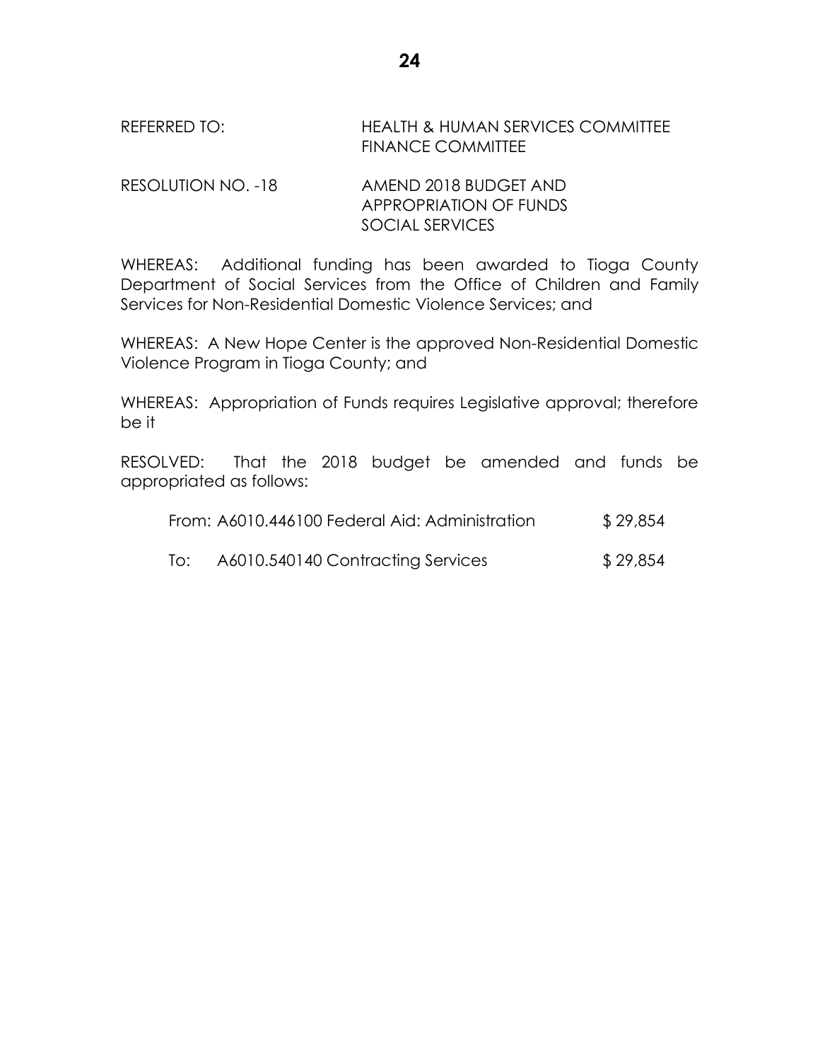REFERRED TO: HEALTH & HUMAN SERVICES COMMITTEE
FINANCE COMMITTEE

RESOLUTION NO. -18 AMEND 2018 BUDGET AND APPROPRIATION OF FUNDS SOCIAL SERVICES

WHEREAS: Additional funding has been awarded to Tioga County Department of Social Services from the Office of Children and Family Services for Non-Residential Domestic Violence Services; and

WHEREAS: A New Hope Center is the approved Non-Residential Domestic Violence Program in Tioga County; and

WHEREAS: Appropriation of Funds requires Legislative approval; therefore be it

RESOLVED: That the 2018 budget be amended and funds be appropriated as follows:

From: A6010.446100 Federal Aid: Administration $ 29,854

To: A6010.540140 Contracting Services $ 29,854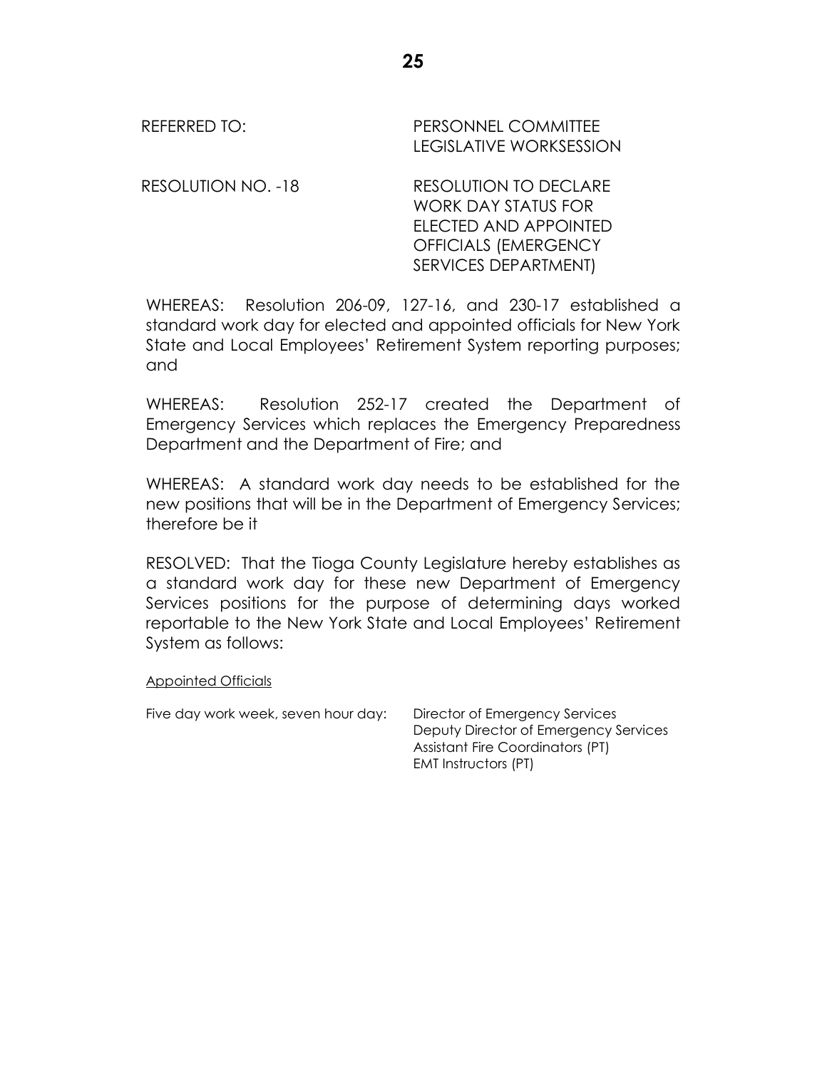REFERRED TO: PERSONNEL COMMITTEE
LEGISLATIVE WORKSESSION

RESOLUTION NO. -18 RESOLUTION TO DECLARE WORK DAY STATUS FOR ELECTED AND APPOINTED OFFICIALS (EMERGENCY SERVICES DEPARTMENT)

WHEREAS: Resolution 206-09, 127-16, and 230-17 established a standard work day for elected and appointed officials for New York State and Local Employees' Retirement System reporting purposes; and

WHEREAS: Resolution 252-17 created the Department of Emergency Services which replaces the Emergency Preparedness Department and the Department of Fire; and

WHEREAS: A standard work day needs to be established for the new positions that will be in the Department of Emergency Services; therefore be it

RESOLVED: That the Tioga County Legislature hereby establishes as a standard work day for these new Department of Emergency Services positions for the purpose of determining days worked reportable to the New York State and Local Employees' Retirement System as follows:

Appointed Officials

| | |
|---|---|
| Five day work week, seven hour day: | Director of Emergency Services |
| | Deputy Director of Emergency Services |
| | Assistant Fire Coordinators (PT) |
| | EMT Instructors (PT) |